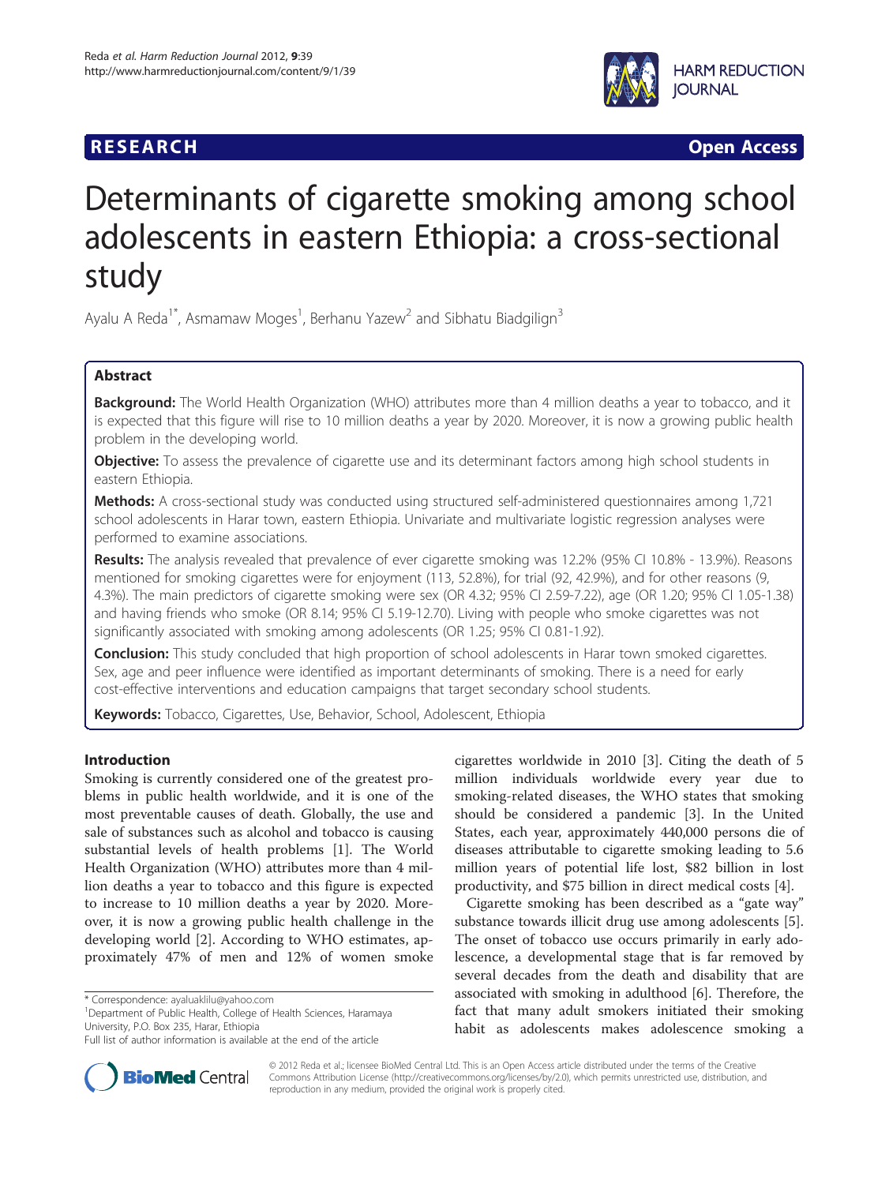**RESEARCH** **Open Access**

# Determinants of cigarette smoking among school adolescents in eastern Ethiopia: a cross-sectional study

Ayalu A Reda[1*], Asmamaw Moges[1], Berhanu Yazew[2] and Sibhatu Biadgilign[3]

## Abstract

**Background:** The World Health Organization (WHO) attributes more than 4 million deaths a year to tobacco, and it is expected that this figure will rise to 10 million deaths a year by 2020. Moreover, it is now a growing public health problem in the developing world.

**Objective:** To assess the prevalence of cigarette use and its determinant factors among high school students in eastern Ethiopia.

**Methods:** A cross-sectional study was conducted using structured self-administered questionnaires among 1,721 school adolescents in Harar town, eastern Ethiopia. Univariate and multivariate logistic regression analyses were performed to examine associations.

**Results:** The analysis revealed that prevalence of ever cigarette smoking was 12.2% (95% CI 10.8% - 13.9%). Reasons mentioned for smoking cigarettes were for enjoyment (113, 52.8%), for trial (92, 42.9%), and for other reasons (9, 4.3%). The main predictors of cigarette smoking were sex (OR 4.32; 95% CI 2.59-7.22), age (OR 1.20; 95% CI 1.05-1.38) and having friends who smoke (OR 8.14; 95% CI 5.19-12.70). Living with people who smoke cigarettes was not significantly associated with smoking among adolescents (OR 1.25; 95% CI 0.81-1.92).

**Conclusion:** This study concluded that high proportion of school adolescents in Harar town smoked cigarettes. Sex, age and peer influence were identified as important determinants of smoking. There is a need for early cost-effective interventions and education campaigns that target secondary school students.

**Keywords:** Tobacco, Cigarettes, Use, Behavior, School, Adolescent, Ethiopia

## Introduction

Smoking is currently considered one of the greatest problems in public health worldwide, and it is one of the most preventable causes of death. Globally, the use and sale of substances such as alcohol and tobacco is causing substantial levels of health problems [1]. The World Health Organization (WHO) attributes more than 4 million deaths a year to tobacco and this figure is expected to increase to 10 million deaths a year by 2020. Moreover, it is now a growing public health challenge in the developing world [2]. According to WHO estimates, approximately 47% of men and 12% of women smoke cigarettes worldwide in 2010 [3]. Citing the death of 5 million individuals worldwide every year due to smoking-related diseases, the WHO states that smoking should be considered a pandemic [3]. In the United States, each year, approximately 440,000 persons die of diseases attributable to cigarette smoking leading to 5.6 million years of potential life lost, $82 billion in lost productivity, and $75 billion in direct medical costs [4].

Cigarette smoking has been described as a "gate way" substance towards illicit drug use among adolescents [5]. The onset of tobacco use occurs primarily in early adolescence, a developmental stage that is far removed by several decades from the death and disability that are associated with smoking in adulthood [6]. Therefore, the fact that many adult smokers initiated their smoking habit as adolescents makes adolescence smoking a

\* Correspondence: ayaluaklilu@yahoo.com
[1]Department of Public Health, College of Health Sciences, Haramaya University, P.O. Box 235, Harar, Ethiopia
Full list of author information is available at the end of the article

© 2012 Reda et al.; licensee BioMed Central Ltd. This is an Open Access article distributed under the terms of the Creative Commons Attribution License (http://creativecommons.org/licenses/by/2.0), which permits unrestricted use, distribution, and reproduction in any medium, provided the original work is properly cited.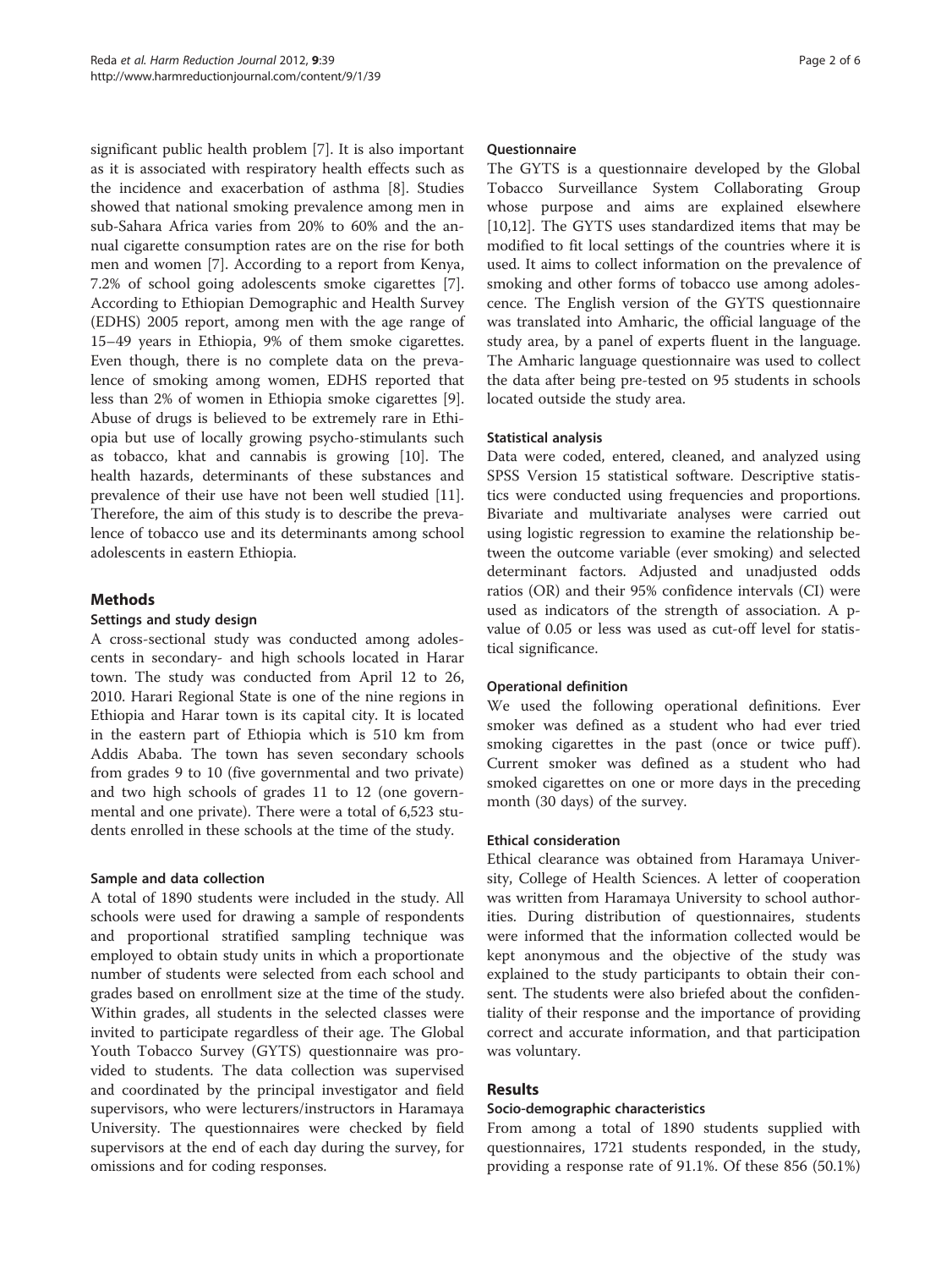significant public health problem [7]. It is also important as it is associated with respiratory health effects such as the incidence and exacerbation of asthma [8]. Studies showed that national smoking prevalence among men in sub-Sahara Africa varies from 20% to 60% and the annual cigarette consumption rates are on the rise for both men and women [7]. According to a report from Kenya, 7.2% of school going adolescents smoke cigarettes [7]. According to Ethiopian Demographic and Health Survey (EDHS) 2005 report, among men with the age range of 15–49 years in Ethiopia, 9% of them smoke cigarettes. Even though, there is no complete data on the prevalence of smoking among women, EDHS reported that less than 2% of women in Ethiopia smoke cigarettes [9]. Abuse of drugs is believed to be extremely rare in Ethiopia but use of locally growing psycho-stimulants such as tobacco, khat and cannabis is growing [10]. The health hazards, determinants of these substances and prevalence of their use have not been well studied [11]. Therefore, the aim of this study is to describe the prevalence of tobacco use and its determinants among school adolescents in eastern Ethiopia.

## Methods

### Settings and study design

A cross-sectional study was conducted among adolescents in secondary- and high schools located in Harar town. The study was conducted from April 12 to 26, 2010. Harari Regional State is one of the nine regions in Ethiopia and Harar town is its capital city. It is located in the eastern part of Ethiopia which is 510 km from Addis Ababa. The town has seven secondary schools from grades 9 to 10 (five governmental and two private) and two high schools of grades 11 to 12 (one governmental and one private). There were a total of 6,523 students enrolled in these schools at the time of the study.

### Sample and data collection

A total of 1890 students were included in the study. All schools were used for drawing a sample of respondents and proportional stratified sampling technique was employed to obtain study units in which a proportionate number of students were selected from each school and grades based on enrollment size at the time of the study. Within grades, all students in the selected classes were invited to participate regardless of their age. The Global Youth Tobacco Survey (GYTS) questionnaire was provided to students. The data collection was supervised and coordinated by the principal investigator and field supervisors, who were lecturers/instructors in Haramaya University. The questionnaires were checked by field supervisors at the end of each day during the survey, for omissions and for coding responses.

### Questionnaire

The GYTS is a questionnaire developed by the Global Tobacco Surveillance System Collaborating Group whose purpose and aims are explained elsewhere [10,12]. The GYTS uses standardized items that may be modified to fit local settings of the countries where it is used. It aims to collect information on the prevalence of smoking and other forms of tobacco use among adolescence. The English version of the GYTS questionnaire was translated into Amharic, the official language of the study area, by a panel of experts fluent in the language. The Amharic language questionnaire was used to collect the data after being pre-tested on 95 students in schools located outside the study area.

### Statistical analysis

Data were coded, entered, cleaned, and analyzed using SPSS Version 15 statistical software. Descriptive statistics were conducted using frequencies and proportions. Bivariate and multivariate analyses were carried out using logistic regression to examine the relationship between the outcome variable (ever smoking) and selected determinant factors. Adjusted and unadjusted odds ratios (OR) and their 95% confidence intervals (CI) were used as indicators of the strength of association. A p-value of 0.05 or less was used as cut-off level for statistical significance.

### Operational definition

We used the following operational definitions. Ever smoker was defined as a student who had ever tried smoking cigarettes in the past (once or twice puff). Current smoker was defined as a student who had smoked cigarettes on one or more days in the preceding month (30 days) of the survey.

### Ethical consideration

Ethical clearance was obtained from Haramaya University, College of Health Sciences. A letter of cooperation was written from Haramaya University to school authorities. During distribution of questionnaires, students were informed that the information collected would be kept anonymous and the objective of the study was explained to the study participants to obtain their consent. The students were also briefed about the confidentiality of their response and the importance of providing correct and accurate information, and that participation was voluntary.

## Results

### Socio-demographic characteristics

From among a total of 1890 students supplied with questionnaires, 1721 students responded, in the study, providing a response rate of 91.1%. Of these 856 (50.1%)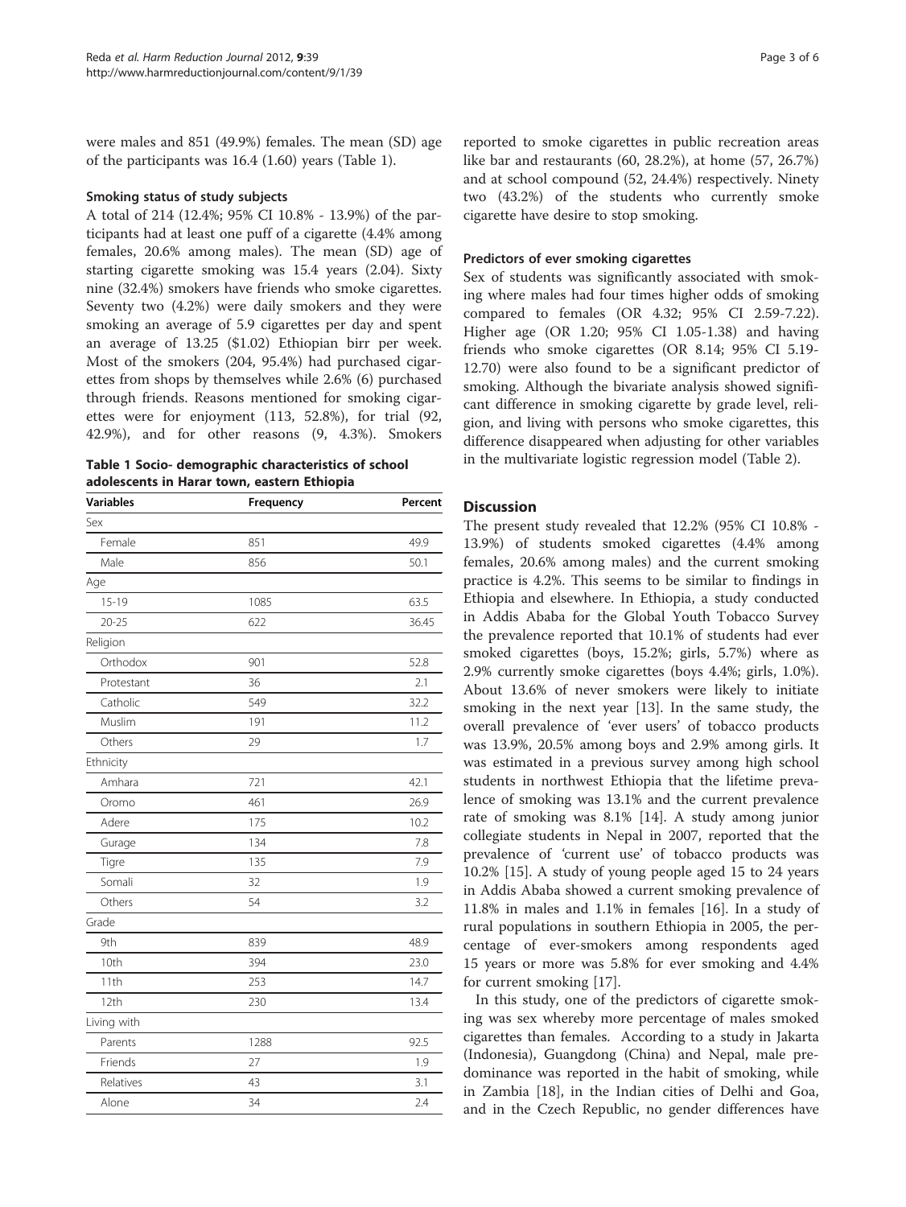were males and 851 (49.9%) females. The mean (SD) age of the participants was 16.4 (1.60) years (Table 1).

### Smoking status of study subjects

A total of 214 (12.4%; 95% CI 10.8% - 13.9%) of the participants had at least one puff of a cigarette (4.4% among females, 20.6% among males). The mean (SD) age of starting cigarette smoking was 15.4 years (2.04). Sixty nine (32.4%) smokers have friends who smoke cigarettes. Seventy two (4.2%) were daily smokers and they were smoking an average of 5.9 cigarettes per day and spent an average of 13.25 ($1.02) Ethiopian birr per week. Most of the smokers (204, 95.4%) had purchased cigarettes from shops by themselves while 2.6% (6) purchased through friends. Reasons mentioned for smoking cigarettes were for enjoyment (113, 52.8%), for trial (92, 42.9%), and for other reasons (9, 4.3%). Smokers reported to smoke cigarettes in public recreation areas like bar and restaurants (60, 28.2%), at home (57, 26.7%) and at school compound (52, 24.4%) respectively. Ninety two (43.2%) of the students who currently smoke cigarette have desire to stop smoking.

**Table 1 Socio- demographic characteristics of school adolescents in Harar town, eastern Ethiopia**

| Variables | Frequency | Percent |
|---|---|---|
| Sex | | |
| Female | 851 | 49.9 |
| Male | 856 | 50.1 |
| Age | | |
| 15-19 | 1085 | 63.5 |
| 20-25 | 622 | 36.45 |
| Religion | | |
| Orthodox | 901 | 52.8 |
| Protestant | 36 | 2.1 |
| Catholic | 549 | 32.2 |
| Muslim | 191 | 11.2 |
| Others | 29 | 1.7 |
| Ethnicity | | |
| Amhara | 721 | 42.1 |
| Oromo | 461 | 26.9 |
| Adere | 175 | 10.2 |
| Gurage | 134 | 7.8 |
| Tigre | 135 | 7.9 |
| Somali | 32 | 1.9 |
| Others | 54 | 3.2 |
| Grade | | |
| 9th | 839 | 48.9 |
| 10th | 394 | 23.0 |
| 11th | 253 | 14.7 |
| 12th | 230 | 13.4 |
| Living with | | |
| Parents | 1288 | 92.5 |
| Friends | 27 | 1.9 |
| Relatives | 43 | 3.1 |
| Alone | 34 | 2.4 |

### Predictors of ever smoking cigarettes

Sex of students was significantly associated with smoking where males had four times higher odds of smoking compared to females (OR 4.32; 95% CI 2.59-7.22). Higher age (OR 1.20; 95% CI 1.05-1.38) and having friends who smoke cigarettes (OR 8.14; 95% CI 5.19-12.70) were also found to be a significant predictor of smoking. Although the bivariate analysis showed significant difference in smoking cigarette by grade level, religion, and living with persons who smoke cigarettes, this difference disappeared when adjusting for other variables in the multivariate logistic regression model (Table 2).

## Discussion

The present study revealed that 12.2% (95% CI 10.8% - 13.9%) of students smoked cigarettes (4.4% among females, 20.6% among males) and the current smoking practice is 4.2%. This seems to be similar to findings in Ethiopia and elsewhere. In Ethiopia, a study conducted in Addis Ababa for the Global Youth Tobacco Survey the prevalence reported that 10.1% of students had ever smoked cigarettes (boys, 15.2%; girls, 5.7%) where as 2.9% currently smoke cigarettes (boys 4.4%; girls, 1.0%). About 13.6% of never smokers were likely to initiate smoking in the next year [13]. In the same study, the overall prevalence of 'ever users' of tobacco products was 13.9%, 20.5% among boys and 2.9% among girls. It was estimated in a previous survey among high school students in northwest Ethiopia that the lifetime prevalence of smoking was 13.1% and the current prevalence rate of smoking was 8.1% [14]. A study among junior collegiate students in Nepal in 2007, reported that the prevalence of 'current use' of tobacco products was 10.2% [15]. A study of young people aged 15 to 24 years in Addis Ababa showed a current smoking prevalence of 11.8% in males and 1.1% in females [16]. In a study of rural populations in southern Ethiopia in 2005, the percentage of ever-smokers among respondents aged 15 years or more was 5.8% for ever smoking and 4.4% for current smoking [17].

In this study, one of the predictors of cigarette smoking was sex whereby more percentage of males smoked cigarettes than females. According to a study in Jakarta (Indonesia), Guangdong (China) and Nepal, male predominance was reported in the habit of smoking, while in Zambia [18], in the Indian cities of Delhi and Goa, and in the Czech Republic, no gender differences have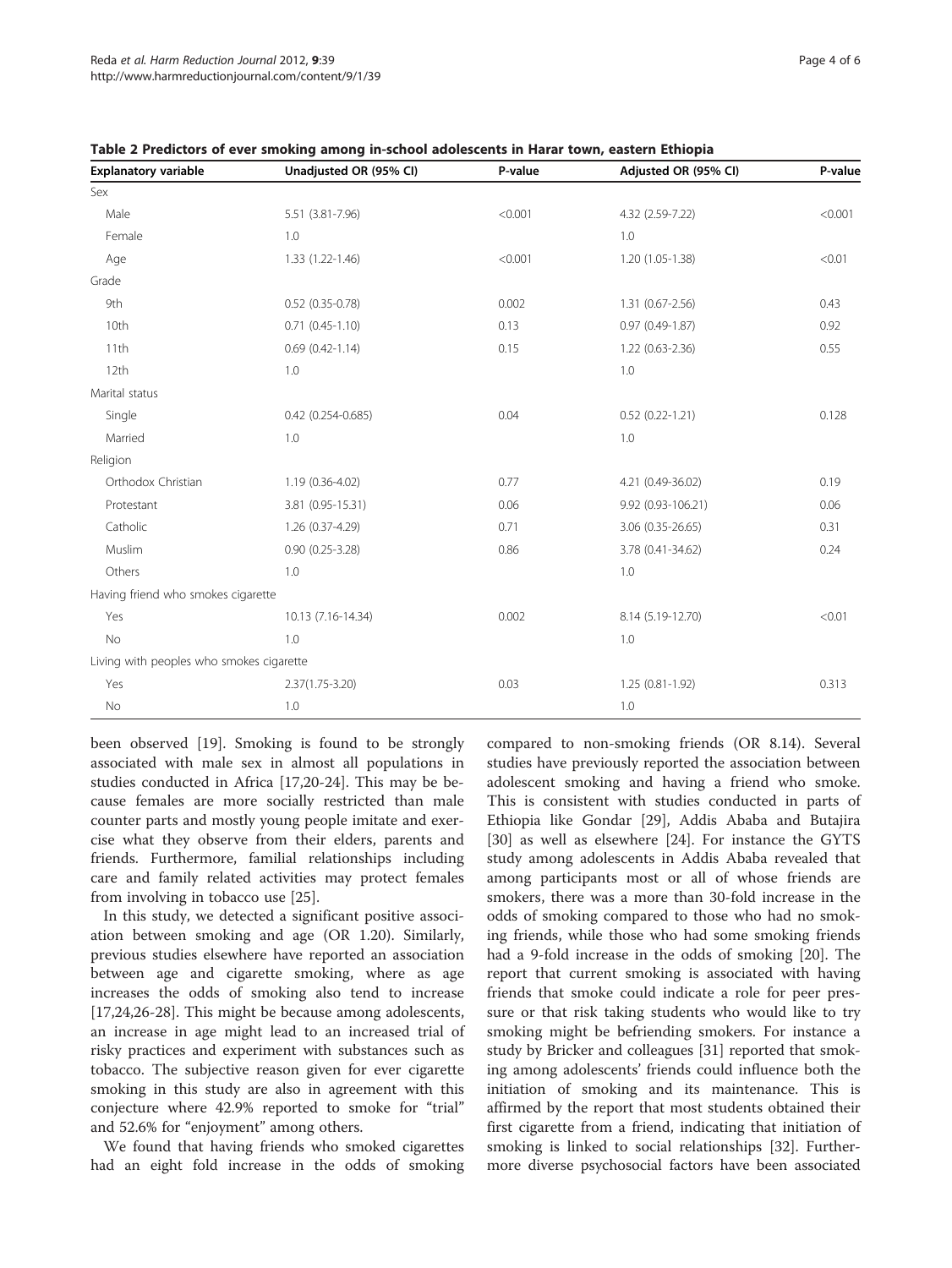**Table 2 Predictors of ever smoking among in-school adolescents in Harar town, eastern Ethiopia**

| Explanatory variable | Unadjusted OR (95% CI) | P-value | Adjusted OR (95% CI) | P-value |
|---|---|---|---|---|
| Sex | | | | |
| Male | 5.51 (3.81-7.96) | <0.001 | 4.32 (2.59-7.22) | <0.001 |
| Female | 1.0 | | 1.0 | |
| Age | 1.33 (1.22-1.46) | <0.001 | 1.20 (1.05-1.38) | <0.01 |
| Grade | | | | |
| 9th | 0.52 (0.35-0.78) | 0.002 | 1.31 (0.67-2.56) | 0.43 |
| 10th | 0.71 (0.45-1.10) | 0.13 | 0.97 (0.49-1.87) | 0.92 |
| 11th | 0.69 (0.42-1.14) | 0.15 | 1.22 (0.63-2.36) | 0.55 |
| 12th | 1.0 | | 1.0 | |
| Marital status | | | | |
| Single | 0.42 (0.254-0.685) | 0.04 | 0.52 (0.22-1.21) | 0.128 |
| Married | 1.0 | | 1.0 | |
| Religion | | | | |
| Orthodox Christian | 1.19 (0.36-4.02) | 0.77 | 4.21 (0.49-36.02) | 0.19 |
| Protestant | 3.81 (0.95-15.31) | 0.06 | 9.92 (0.93-106.21) | 0.06 |
| Catholic | 1.26 (0.37-4.29) | 0.71 | 3.06 (0.35-26.65) | 0.31 |
| Muslim | 0.90 (0.25-3.28) | 0.86 | 3.78 (0.41-34.62) | 0.24 |
| Others | 1.0 | | 1.0 | |
| Having friend who smokes cigarette | | | | |
| Yes | 10.13 (7.16-14.34) | 0.002 | 8.14 (5.19-12.70) | <0.01 |
| No | 1.0 | | 1.0 | |
| Living with peoples who smokes cigarette | | | | |
| Yes | 2.37(1.75-3.20) | 0.03 | 1.25 (0.81-1.92) | 0.313 |
| No | 1.0 | | 1.0 | |

been observed [19]. Smoking is found to be strongly associated with male sex in almost all populations in studies conducted in Africa [17,20-24]. This may be because females are more socially restricted than male counter parts and mostly young people imitate and exercise what they observe from their elders, parents and friends. Furthermore, familial relationships including care and family related activities may protect females from involving in tobacco use [25].

In this study, we detected a significant positive association between smoking and age (OR 1.20). Similarly, previous studies elsewhere have reported an association between age and cigarette smoking, where as age increases the odds of smoking also tend to increase [17,24,26-28]. This might be because among adolescents, an increase in age might lead to an increased trial of risky practices and experiment with substances such as tobacco. The subjective reason given for ever cigarette smoking in this study are also in agreement with this conjecture where 42.9% reported to smoke for "trial" and 52.6% for "enjoyment" among others.

We found that having friends who smoked cigarettes had an eight fold increase in the odds of smoking compared to non-smoking friends (OR 8.14). Several studies have previously reported the association between adolescent smoking and having a friend who smoke. This is consistent with studies conducted in parts of Ethiopia like Gondar [29], Addis Ababa and Butajira [30] as well as elsewhere [24]. For instance the GYTS study among adolescents in Addis Ababa revealed that among participants most or all of whose friends are smokers, there was a more than 30-fold increase in the odds of smoking compared to those who had no smoking friends, while those who had some smoking friends had a 9-fold increase in the odds of smoking [20]. The report that current smoking is associated with having friends that smoke could indicate a role for peer pressure or that risk taking students who would like to try smoking might be befriending smokers. For instance a study by Bricker and colleagues [31] reported that smoking among adolescents' friends could influence both the initiation of smoking and its maintenance. This is affirmed by the report that most students obtained their first cigarette from a friend, indicating that initiation of smoking is linked to social relationships [32]. Furthermore diverse psychosocial factors have been associated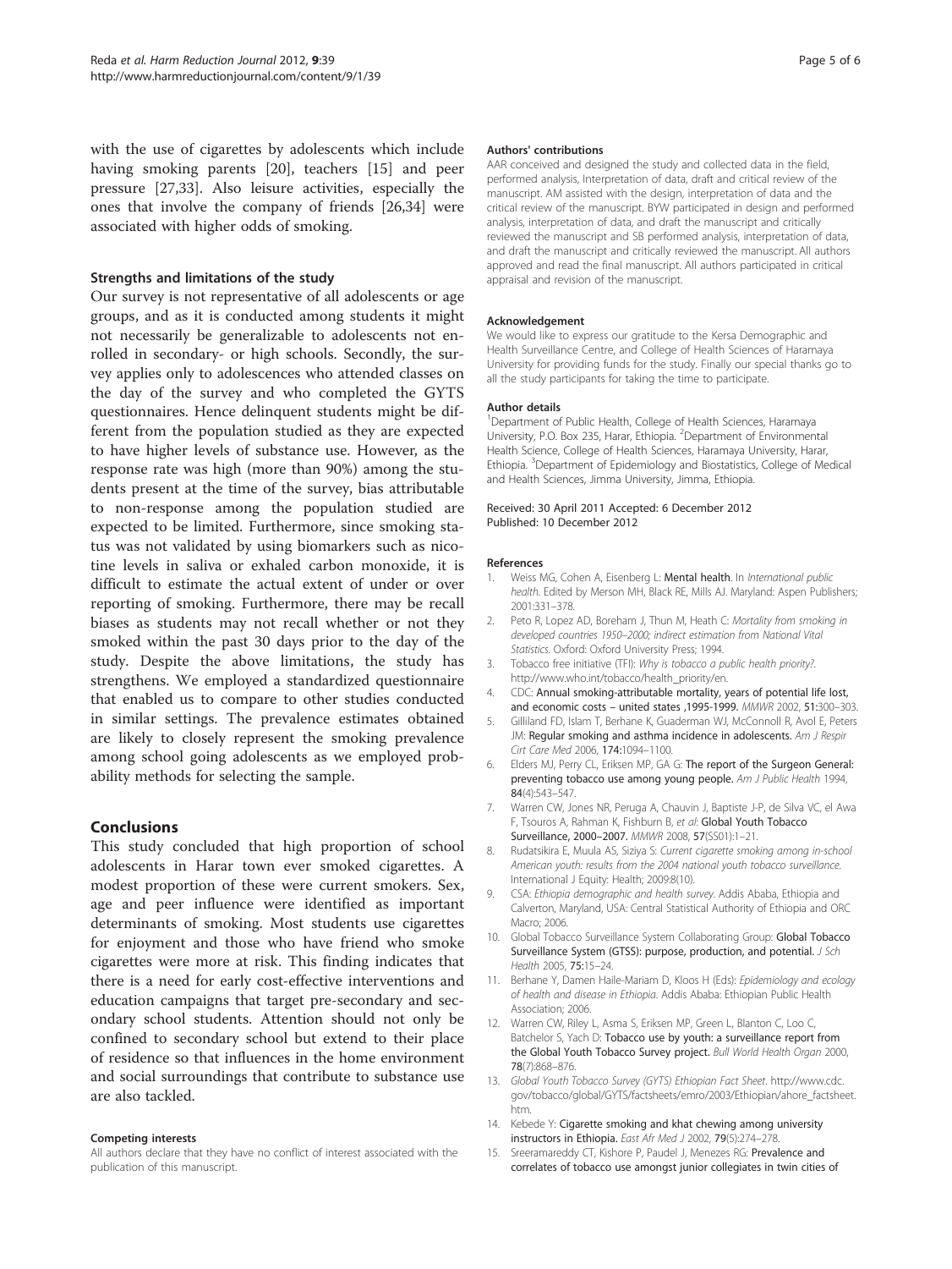with the use of cigarettes by adolescents which include having smoking parents [20], teachers [15] and peer pressure [27,33]. Also leisure activities, especially the ones that involve the company of friends [26,34] were associated with higher odds of smoking.

### Strengths and limitations of the study

Our survey is not representative of all adolescents or age groups, and as it is conducted among students it might not necessarily be generalizable to adolescents not enrolled in secondary- or high schools. Secondly, the survey applies only to adolescences who attended classes on the day of the survey and who completed the GYTS questionnaires. Hence delinquent students might be different from the population studied as they are expected to have higher levels of substance use. However, as the response rate was high (more than 90%) among the students present at the time of the survey, bias attributable to non-response among the population studied are expected to be limited. Furthermore, since smoking status was not validated by using biomarkers such as nicotine levels in saliva or exhaled carbon monoxide, it is difficult to estimate the actual extent of under or over reporting of smoking. Furthermore, there may be recall biases as students may not recall whether or not they smoked within the past 30 days prior to the day of the study. Despite the above limitations, the study has strengthens. We employed a standardized questionnaire that enabled us to compare to other studies conducted in similar settings. The prevalence estimates obtained are likely to closely represent the smoking prevalence among school going adolescents as we employed probability methods for selecting the sample.

## Conclusions

This study concluded that high proportion of school adolescents in Harar town ever smoked cigarettes. A modest proportion of these were current smokers. Sex, age and peer influence were identified as important determinants of smoking. Most students use cigarettes for enjoyment and those who have friend who smoke cigarettes were more at risk. This finding indicates that there is a need for early cost-effective interventions and education campaigns that target pre-secondary and secondary school students. Attention should not only be confined to secondary school but extend to their place of residence so that influences in the home environment and social surroundings that contribute to substance use are also tackled.

#### Competing interests

All authors declare that they have no conflict of interest associated with the publication of this manuscript.

#### Authors' contributions

AAR conceived and designed the study and collected data in the field, performed analysis, Interpretation of data, draft and critical review of the manuscript. AM assisted with the design, interpretation of data and the critical review of the manuscript. BYW participated in design and performed analysis, interpretation of data, and draft the manuscript and critically reviewed the manuscript and SB performed analysis, interpretation of data, and draft the manuscript and critically reviewed the manuscript. All authors approved and read the final manuscript. All authors participated in critical appraisal and revision of the manuscript.

#### Acknowledgement

We would like to express our gratitude to the Kersa Demographic and Health Surveillance Centre, and College of Health Sciences of Haramaya University for providing funds for the study. Finally our special thanks go to all the study participants for taking the time to participate.

#### Author details

[1]Department of Public Health, College of Health Sciences, Haramaya University, P.O. Box 235, Harar, Ethiopia. [2]Department of Environmental Health Science, College of Health Sciences, Haramaya University, Harar, Ethiopia. [3]Department of Epidemiology and Biostatistics, College of Medical and Health Sciences, Jimma University, Jimma, Ethiopia.

Received: 30 April 2011 Accepted: 6 December 2012
Published: 10 December 2012

#### References

1. Weiss MG, Cohen A, Eisenberg L: **Mental health**. In *International public health*. Edited by Merson MH, Black RE, Mills AJ. Maryland: Aspen Publishers; 2001:331–378.
2. Peto R, Lopez AD, Boreham J, Thun M, Heath C: *Mortality from smoking in developed countries 1950–2000; indirect estimation from National Vital Statistics*. Oxford: Oxford University Press; 1994.
3. Tobacco free initiative (TFI): *Why is tobacco a public health priority?*. http://www.who.int/tobacco/health_priority/en.
4. CDC: **Annual smoking-attributable mortality, years of potential life lost, and economic costs – united states ,1995-1999.** *MMWR* 2002, **51:**300–303.
5. Gilliland FD, Islam T, Berhane K, Guaderman WJ, McConnoll R, Avol E, Peters JM: **Regular smoking and asthma incidence in adolescents.** *Am J Respir Cirt Care Med* 2006, **174:**1094–1100.
6. Elders MJ, Perry CL, Eriksen MP, GA G: **The report of the Surgeon General: preventing tobacco use among young people.** *Am J Public Health* 1994, **84**(4):543–547.
7. Warren CW, Jones NR, Peruga A, Chauvin J, Baptiste J-P, de Silva VC, el Awa F, Tsouros A, Rahman K, Fishburn B, *et al*: **Global Youth Tobacco Surveillance, 2000–2007.** *MMWR* 2008, **57**(SS01):1–21.
8. Rudatsikira E, Muula AS, Siziya S: *Current cigarette smoking among in-school American youth: results from the 2004 national youth tobacco surveillance*. International J Equity: Health; 2009:8(10).
9. CSA: *Ethiopia demographic and health survey*. Addis Ababa, Ethiopia and Calverton, Maryland, USA: Central Statistical Authority of Ethiopia and ORC Macro; 2006.
10. Global Tobacco Surveillance System Collaborating Group: **Global Tobacco Surveillance System (GTSS): purpose, production, and potential.** *J Sch Health* 2005, **75:**15–24.
11. Berhane Y, Damen Haile-Mariam D, Kloos H (Eds): *Epidemiology and ecology of health and disease in Ethiopia*. Addis Ababa: Ethiopian Public Health Association; 2006.
12. Warren CW, Riley L, Asma S, Eriksen MP, Green L, Blanton C, Loo C, Batchelor S, Yach D: **Tobacco use by youth: a surveillance report from the Global Youth Tobacco Survey project.** *Bull World Health Organ* 2000, **78**(7):868–876.
13. *Global Youth Tobacco Survey (GYTS) Ethiopian Fact Sheet*. http://www.cdc.gov/tobacco/global/GYTS/factsheets/emro/2003/Ethiopian/ahore_factsheet.htm.
14. Kebede Y: **Cigarette smoking and khat chewing among university instructors in Ethiopia.** *East Afr Med J* 2002, **79**(5):274–278.
15. Sreeramareddy CT, Kishore P, Paudel J, Menezes RG: **Prevalence and correlates of tobacco use amongst junior collegiates in twin cities of**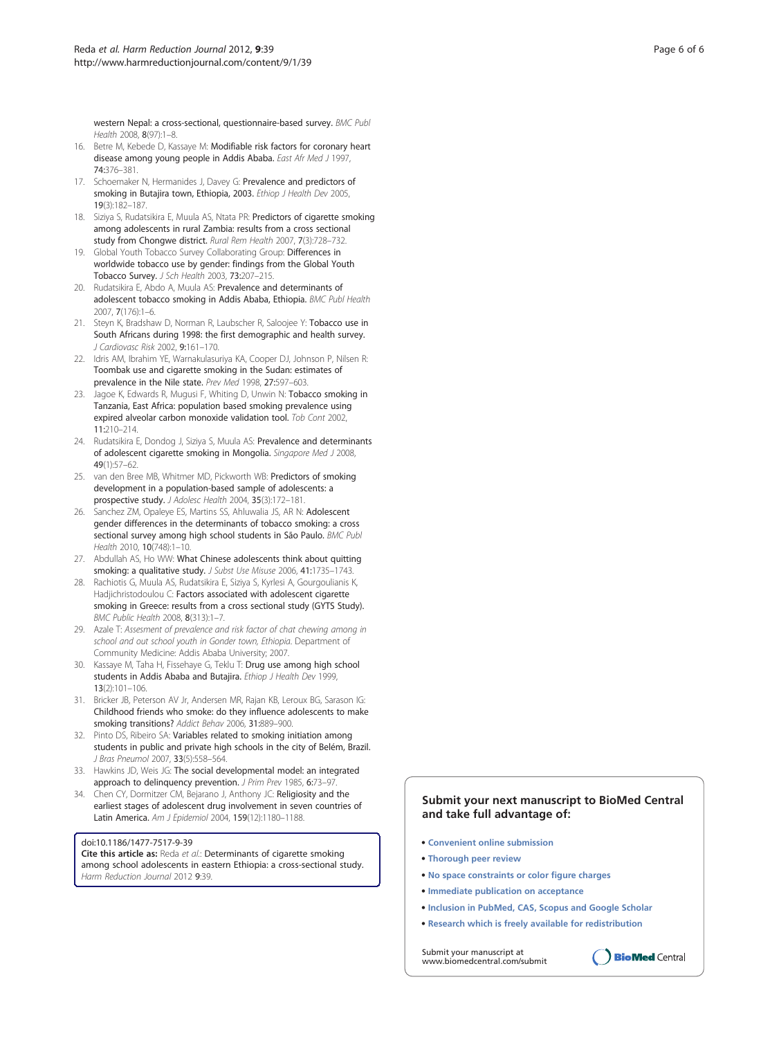western Nepal: a cross-sectional, questionnaire-based survey. *BMC Publ Health* 2008, **8**(97):1–8.

16. Betre M, Kebede D, Kassaye M: **Modifiable risk factors for coronary heart disease among young people in Addis Ababa.** *East Afr Med J* 1997, **74**:376–381.
17. Schoemaker N, Hermanides J, Davey G: **Prevalence and predictors of smoking in Butajira town, Ethiopia, 2003.** *Ethiop J Health Dev* 2005, **19**(3):182–187.
18. Siziya S, Rudatsikira E, Muula AS, Ntata PR: **Predictors of cigarette smoking among adolescents in rural Zambia: results from a cross sectional study from Chongwe district.** *Rural Rem Health* 2007, **7**(3):728–732.
19. Global Youth Tobacco Survey Collaborating Group: **Differences in worldwide tobacco use by gender: findings from the Global Youth Tobacco Survey.** *J Sch Health* 2003, **73**:207–215.
20. Rudatsikira E, Abdo A, Muula AS: **Prevalence and determinants of adolescent tobacco smoking in Addis Ababa, Ethiopia.** *BMC Publ Health* 2007, **7**(176):1–6.
21. Steyn K, Bradshaw D, Norman R, Laubscher R, Saloojee Y: **Tobacco use in South Africans during 1998: the first demographic and health survey.** *J Cardiovasc Risk* 2002, **9**:161–170.
22. Idris AM, Ibrahim YE, Warnakulasuriya KA, Cooper DJ, Johnson P, Nilsen R: **Toombak use and cigarette smoking in the Sudan: estimates of prevalence in the Nile state.** *Prev Med* 1998, **27**:597–603.
23. Jagoe K, Edwards R, Mugusi F, Whiting D, Unwin N: **Tobacco smoking in Tanzania, East Africa: population based smoking prevalence using expired alveolar carbon monoxide validation tool.** *Tob Cont* 2002, **11**:210–214.
24. Rudatsikira E, Dondog J, Siziya S, Muula AS: **Prevalence and determinants of adolescent cigarette smoking in Mongolia.** *Singapore Med J* 2008, **49**(1):57–62.
25. van den Bree MB, Whitmer MD, Pickworth WB: **Predictors of smoking development in a population-based sample of adolescents: a prospective study.** *J Adolesc Health* 2004, **35**(3):172–181.
26. Sanchez ZM, Opaleye ES, Martins SS, Ahluwalia JS, AR N: **Adolescent gender differences in the determinants of tobacco smoking: a cross sectional survey among high school students in São Paulo.** *BMC Publ Health* 2010, **10**(748):1–10.
27. Abdullah AS, Ho WW: **What Chinese adolescents think about quitting smoking: a qualitative study.** *J Subst Use Misuse* 2006, **41**:1735–1743.
28. Rachiotis G, Muula AS, Rudatsikira E, Siziya S, Kyrlesi A, Gourgoulianis K, Hadjichristodoulou C: **Factors associated with adolescent cigarette smoking in Greece: results from a cross sectional study (GYTS Study).** *BMC Public Health* 2008, **8**(313):1–7.
29. Azale T: *Assesment of prevalence and risk factor of chat chewing among in school and out school youth in Gonder town, Ethiopia.* Department of Community Medicine: Addis Ababa University; 2007.
30. Kassaye M, Taha H, Fissehaye G, Teklu T: **Drug use among high school students in Addis Ababa and Butajira.** *Ethiop J Health Dev* 1999, **13**(2):101–106.
31. Bricker JB, Peterson AV Jr, Andersen MR, Rajan KB, Leroux BG, Sarason IG: **Childhood friends who smoke: do they influence adolescents to make smoking transitions?** *Addict Behav* 2006, **31**:889–900.
32. Pinto DS, Ribeiro SA: **Variables related to smoking initiation among students in public and private high schools in the city of Belém, Brazil.** *J Bras Pneumol* 2007, **33**(5):558–564.
33. Hawkins JD, Weis JG: **The social developmental model: an integrated approach to delinquency prevention.** *J Prim Prev* 1985, **6**:73–97.
34. Chen CY, Dormitzer CM, Bejarano J, Anthony JC: **Religiosity and the earliest stages of adolescent drug involvement in seven countries of Latin America.** *Am J Epidemiol* 2004, **159**(12):1180–1188.

doi:10.1186/1477-7517-9-39

**Cite this article as:** Reda *et al.*: Determinants of cigarette smoking among school adolescents in eastern Ethiopia: a cross-sectional study. *Harm Reduction Journal* 2012 **9**:39.

**Submit your next manuscript to BioMed Central and take full advantage of:**

- **Convenient online submission**
- **Thorough peer review**
- **No space constraints or color figure charges**
- **Immediate publication on acceptance**
- **Inclusion in PubMed, CAS, Scopus and Google Scholar**
- **Research which is freely available for redistribution**

Submit your manuscript at www.biomedcentral.com/submit

BioMed Central